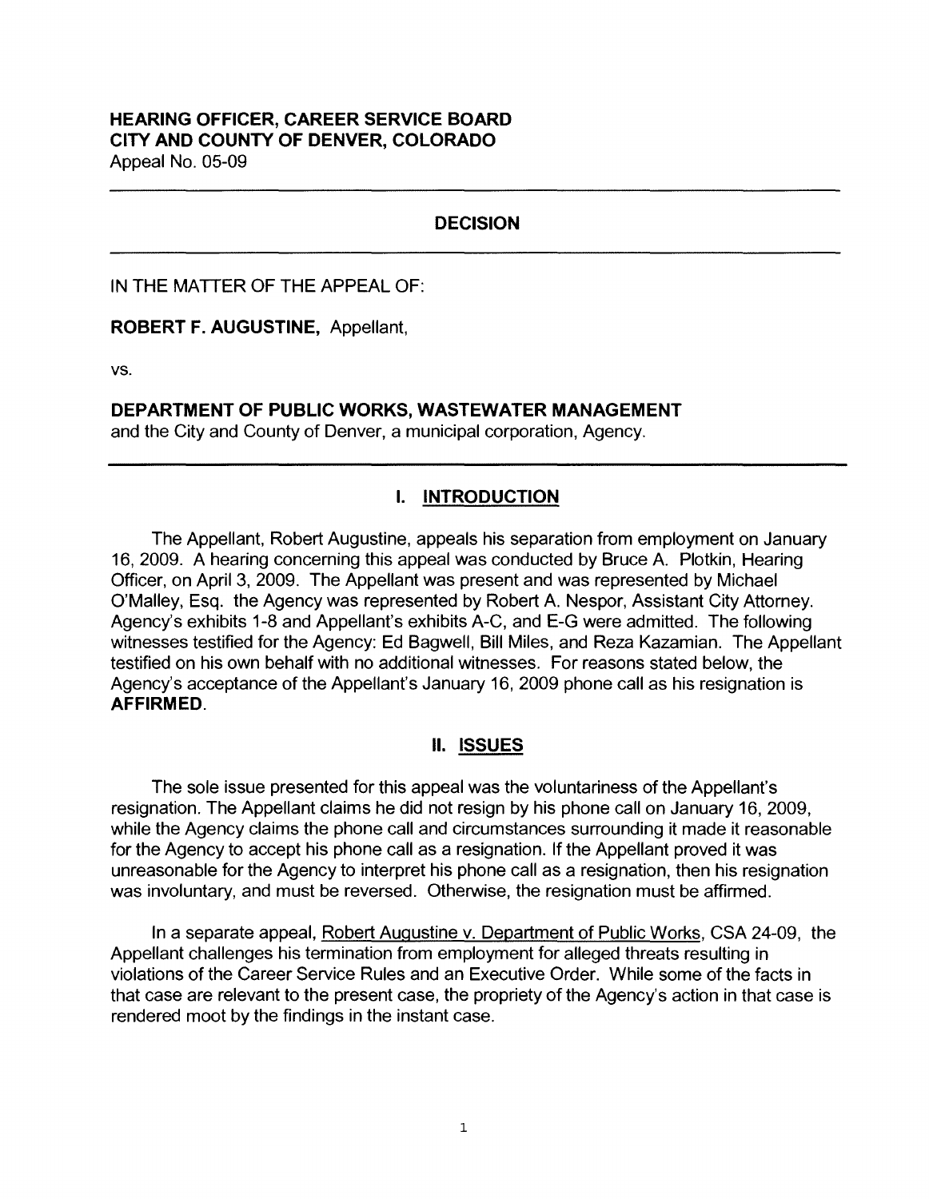**HEARING OFFICER, CAREER SERVICE BOARD**
**CITY AND COUNTY OF DENVER, COLORADO**
Appeal No. 05-09

---

## DECISION

---

IN THE MATTER OF THE APPEAL OF:

**ROBERT F. AUGUSTINE,** Appellant,

vs.

**DEPARTMENT OF PUBLIC WORKS, WASTEWATER MANAGEMENT**
and the City and County of Denver, a municipal corporation, Agency.

---

## I. INTRODUCTION

The Appellant, Robert Augustine, appeals his separation from employment on January 16, 2009. A hearing concerning this appeal was conducted by Bruce A. Plotkin, Hearing Officer, on April 3, 2009. The Appellant was present and was represented by Michael O'Malley, Esq. the Agency was represented by Robert A. Nespor, Assistant City Attorney. Agency's exhibits 1-8 and Appellant's exhibits A-C, and E-G were admitted. The following witnesses testified for the Agency: Ed Bagwell, Bill Miles, and Reza Kazamian. The Appellant testified on his own behalf with no additional witnesses. For reasons stated below, the Agency's acceptance of the Appellant's January 16, 2009 phone call as his resignation is **AFFIRMED**.

## II. ISSUES

The sole issue presented for this appeal was the voluntariness of the Appellant's resignation. The Appellant claims he did not resign by his phone call on January 16, 2009, while the Agency claims the phone call and circumstances surrounding it made it reasonable for the Agency to accept his phone call as a resignation. If the Appellant proved it was unreasonable for the Agency to interpret his phone call as a resignation, then his resignation was involuntary, and must be reversed. Otherwise, the resignation must be affirmed.

In a separate appeal, Robert Augustine v. Department of Public Works, CSA 24-09, the Appellant challenges his termination from employment for alleged threats resulting in violations of the Career Service Rules and an Executive Order. While some of the facts in that case are relevant to the present case, the propriety of the Agency's action in that case is rendered moot by the findings in the instant case.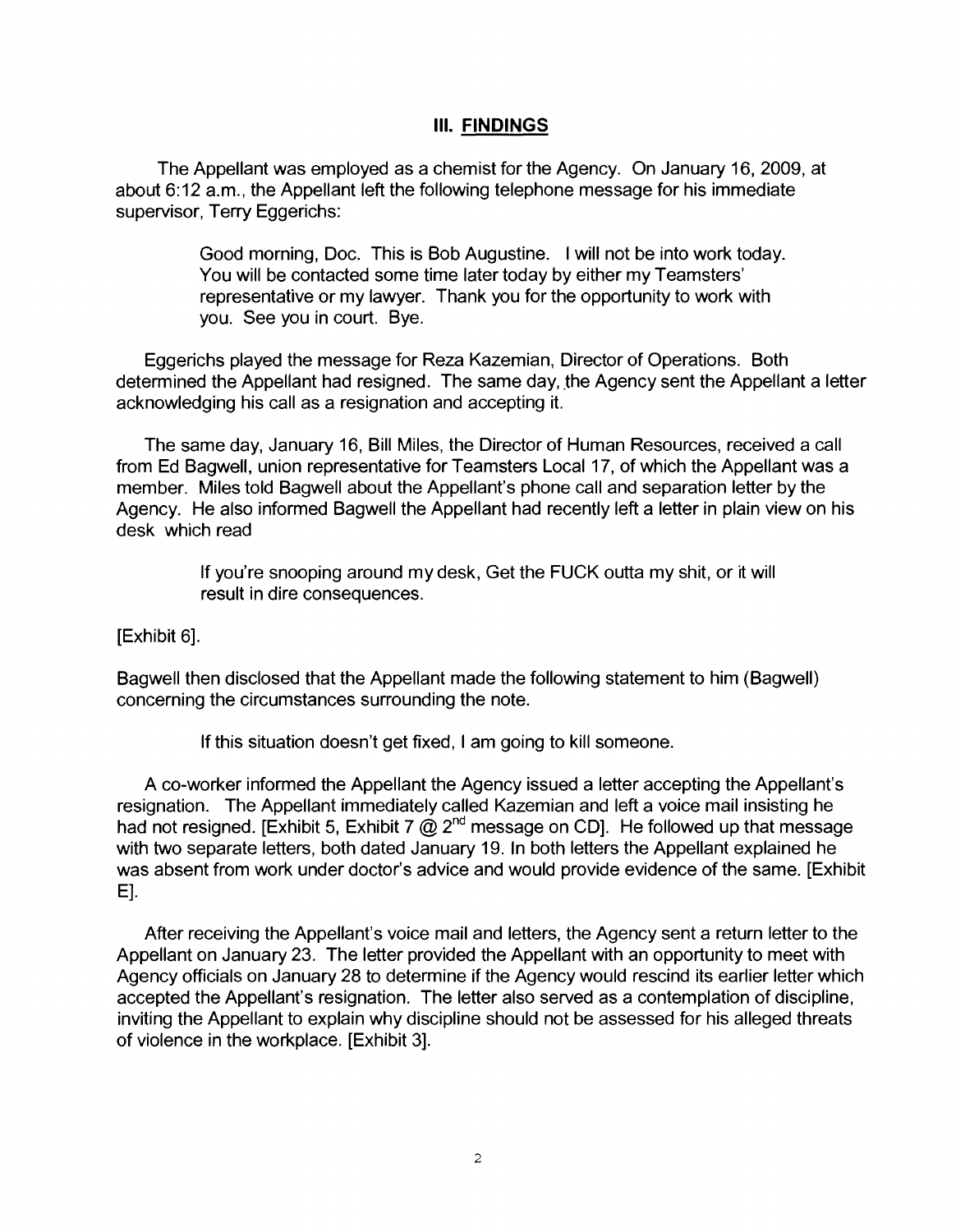## III. FINDINGS

The Appellant was employed as a chemist for the Agency. On January 16, 2009, at about 6:12 a.m., the Appellant left the following telephone message for his immediate supervisor, Terry Eggerichs:

> Good morning, Doc. This is Bob Augustine. I will not be into work today. You will be contacted some time later today by either my Teamsters' representative or my lawyer. Thank you for the opportunity to work with you. See you in court. Bye.

Eggerichs played the message for Reza Kazemian, Director of Operations. Both determined the Appellant had resigned. The same day, the Agency sent the Appellant a letter acknowledging his call as a resignation and accepting it.

The same day, January 16, Bill Miles, the Director of Human Resources, received a call from Ed Bagwell, union representative for Teamsters Local 17, of which the Appellant was a member. Miles told Bagwell about the Appellant's phone call and separation letter by the Agency. He also informed Bagwell the Appellant had recently left a letter in plain view on his desk which read

> If you're snooping around my desk, Get the FUCK outta my shit, or it will result in dire consequences.

[Exhibit 6].

Bagwell then disclosed that the Appellant made the following statement to him (Bagwell) concerning the circumstances surrounding the note.

> If this situation doesn't get fixed, I am going to kill someone.

A co-worker informed the Appellant the Agency issued a letter accepting the Appellant's resignation. The Appellant immediately called Kazemian and left a voice mail insisting he had not resigned. [Exhibit 5, Exhibit 7 @ 2nd message on CD]. He followed up that message with two separate letters, both dated January 19. In both letters the Appellant explained he was absent from work under doctor's advice and would provide evidence of the same. [Exhibit E].

After receiving the Appellant's voice mail and letters, the Agency sent a return letter to the Appellant on January 23. The letter provided the Appellant with an opportunity to meet with Agency officials on January 28 to determine if the Agency would rescind its earlier letter which accepted the Appellant's resignation. The letter also served as a contemplation of discipline, inviting the Appellant to explain why discipline should not be assessed for his alleged threats of violence in the workplace. [Exhibit 3].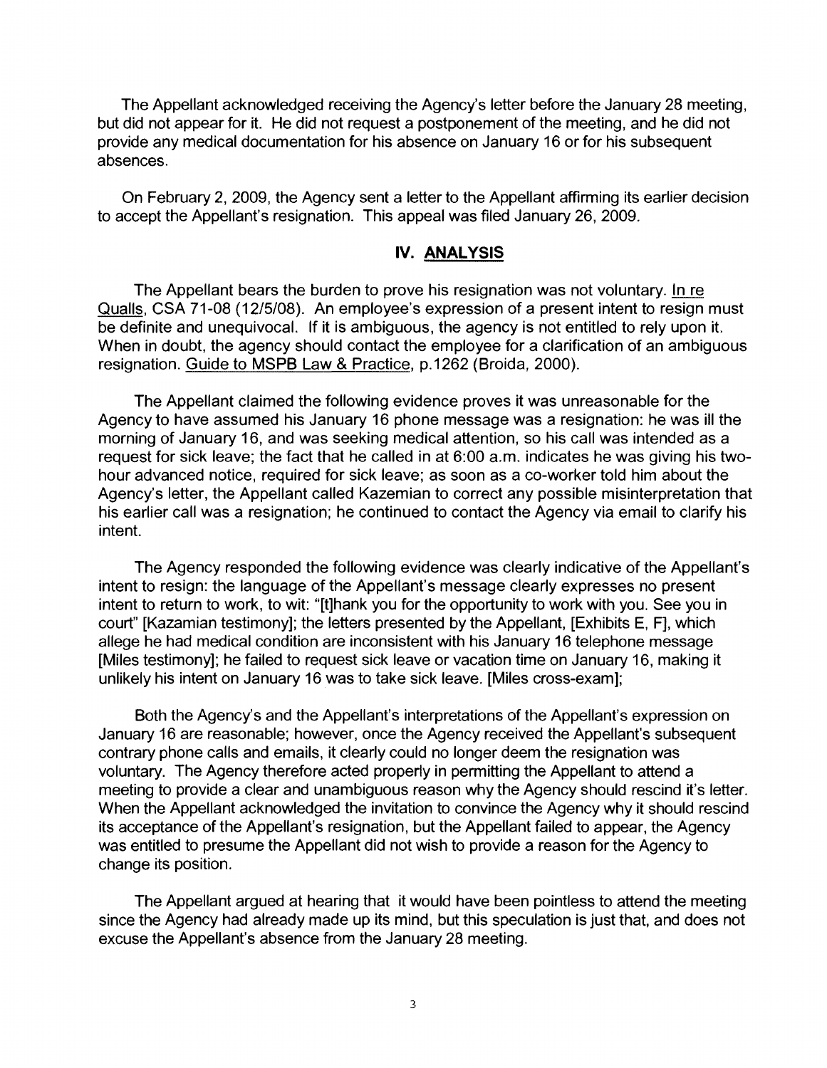The Appellant acknowledged receiving the Agency's letter before the January 28 meeting, but did not appear for it. He did not request a postponement of the meeting, and he did not provide any medical documentation for his absence on January 16 or for his subsequent absences.

On February 2, 2009, the Agency sent a letter to the Appellant affirming its earlier decision to accept the Appellant's resignation. This appeal was filed January 26, 2009.

## IV. ANALYSIS

The Appellant bears the burden to prove his resignation was not voluntary. In re Qualls, CSA 71-08 (12/5/08). An employee's expression of a present intent to resign must be definite and unequivocal. If it is ambiguous, the agency is not entitled to rely upon it. When in doubt, the agency should contact the employee for a clarification of an ambiguous resignation. Guide to MSPB Law & Practice, p.1262 (Broida, 2000).

The Appellant claimed the following evidence proves it was unreasonable for the Agency to have assumed his January 16 phone message was a resignation: he was ill the morning of January 16, and was seeking medical attention, so his call was intended as a request for sick leave; the fact that he called in at 6:00 a.m. indicates he was giving his two-hour advanced notice, required for sick leave; as soon as a co-worker told him about the Agency's letter, the Appellant called Kazemian to correct any possible misinterpretation that his earlier call was a resignation; he continued to contact the Agency via email to clarify his intent.

The Agency responded the following evidence was clearly indicative of the Appellant's intent to resign: the language of the Appellant's message clearly expresses no present intent to return to work, to wit: "[t]hank you for the opportunity to work with you. See you in court" [Kazamian testimony]; the letters presented by the Appellant, [Exhibits E, F], which allege he had medical condition are inconsistent with his January 16 telephone message [Miles testimony]; he failed to request sick leave or vacation time on January 16, making it unlikely his intent on January 16 was to take sick leave. [Miles cross-exam];

Both the Agency's and the Appellant's interpretations of the Appellant's expression on January 16 are reasonable; however, once the Agency received the Appellant's subsequent contrary phone calls and emails, it clearly could no longer deem the resignation was voluntary. The Agency therefore acted properly in permitting the Appellant to attend a meeting to provide a clear and unambiguous reason why the Agency should rescind it's letter. When the Appellant acknowledged the invitation to convince the Agency why it should rescind its acceptance of the Appellant's resignation, but the Appellant failed to appear, the Agency was entitled to presume the Appellant did not wish to provide a reason for the Agency to change its position.

The Appellant argued at hearing that it would have been pointless to attend the meeting since the Agency had already made up its mind, but this speculation is just that, and does not excuse the Appellant's absence from the January 28 meeting.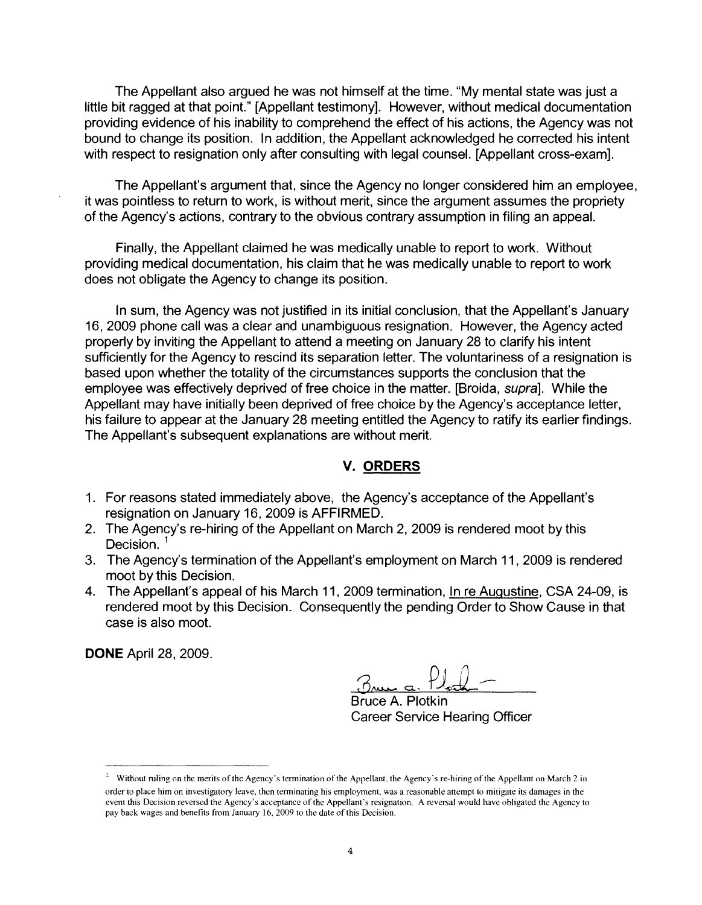The Appellant also argued he was not himself at the time. "My mental state was just a little bit ragged at that point." [Appellant testimony]. However, without medical documentation providing evidence of his inability to comprehend the effect of his actions, the Agency was not bound to change its position. In addition, the Appellant acknowledged he corrected his intent with respect to resignation only after consulting with legal counsel. [Appellant cross-exam].

The Appellant's argument that, since the Agency no longer considered him an employee, it was pointless to return to work, is without merit, since the argument assumes the propriety of the Agency's actions, contrary to the obvious contrary assumption in filing an appeal.

Finally, the Appellant claimed he was medically unable to report to work. Without providing medical documentation, his claim that he was medically unable to report to work does not obligate the Agency to change its position.

In sum, the Agency was not justified in its initial conclusion, that the Appellant's January 16, 2009 phone call was a clear and unambiguous resignation. However, the Agency acted properly by inviting the Appellant to attend a meeting on January 28 to clarify his intent sufficiently for the Agency to rescind its separation letter. The voluntariness of a resignation is based upon whether the totality of the circumstances supports the conclusion that the employee was effectively deprived of free choice in the matter. [Broida, *supra*]. While the Appellant may have initially been deprived of free choice by the Agency's acceptance letter, his failure to appear at the January 28 meeting entitled the Agency to ratify its earlier findings. The Appellant's subsequent explanations are without merit.

## V. ORDERS

1. For reasons stated immediately above, the Agency's acceptance of the Appellant's resignation on January 16, 2009 is AFFIRMED.
2. The Agency's re-hiring of the Appellant on March 2, 2009 is rendered moot by this Decision. [1]
3. The Agency's termination of the Appellant's employment on March 11, 2009 is rendered moot by this Decision.
4. The Appellant's appeal of his March 11, 2009 termination, In re Augustine, CSA 24-09, is rendered moot by this Decision. Consequently the pending Order to Show Cause in that case is also moot.

**DONE** April 28, 2009.

Bruce A. Plotkin
Career Service Hearing Officer

---

[1] Without ruling on the merits of the Agency's termination of the Appellant, the Agency's re-hiring of the Appellant on March 2 in order to place him on investigatory leave, then terminating his employment, was a reasonable attempt to mitigate its damages in the event this Decision reversed the Agency's acceptance of the Appellant's resignation. A reversal would have obligated the Agency to pay back wages and benefits from January 16, 2009 to the date of this Decision.